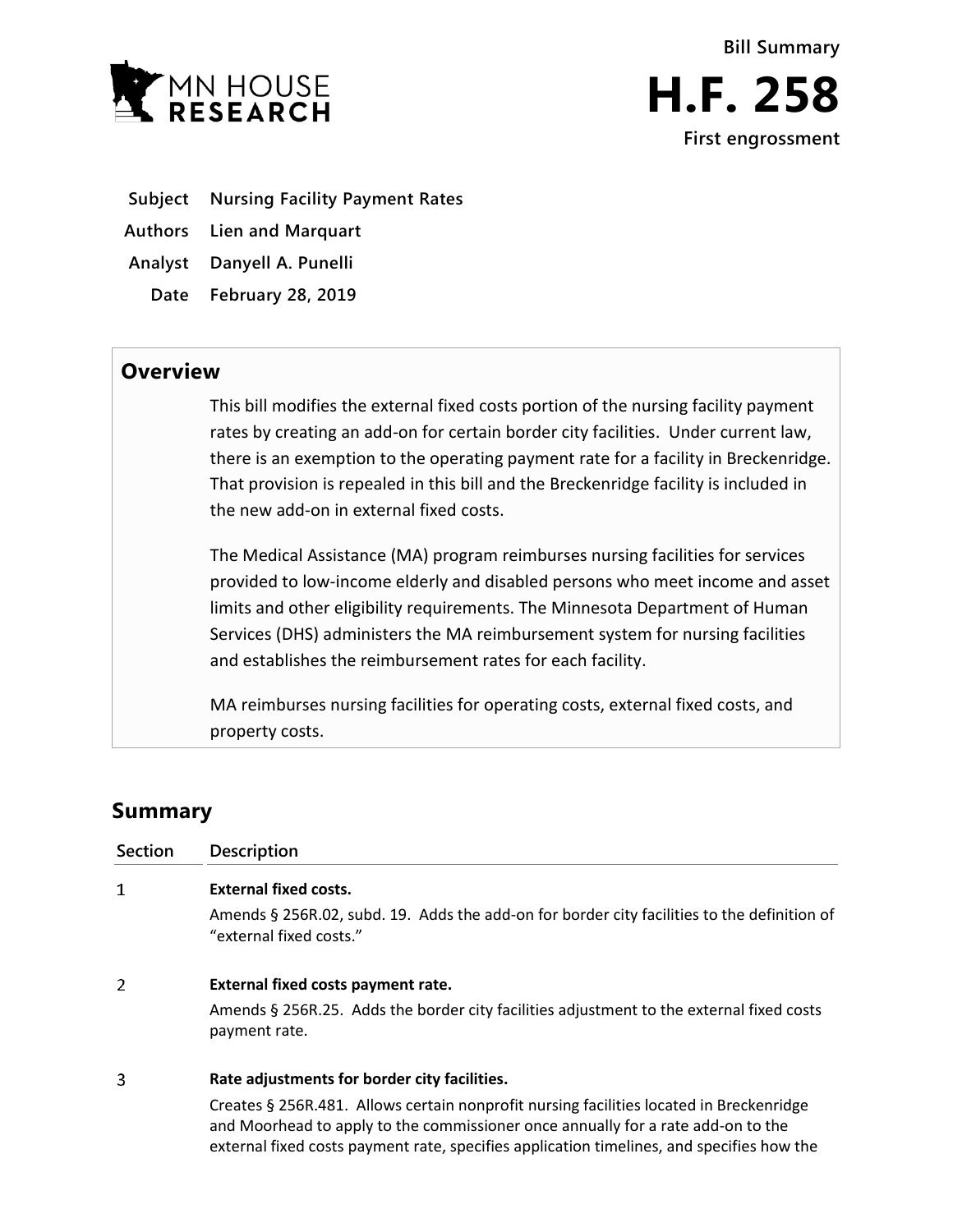**Bill Summary**

# H.F. 258

**First engrossment**

| | |
|---|---|
| **Subject** | **Nursing Facility Payment Rates** |
| **Authors** | **Lien and Marquart** |
| **Analyst** | **Danyell A. Punelli** |
| **Date** | **February 28, 2019** |

## Overview

This bill modifies the external fixed costs portion of the nursing facility payment rates by creating an add-on for certain border city facilities. Under current law, there is an exemption to the operating payment rate for a facility in Breckenridge. That provision is repealed in this bill and the Breckenridge facility is included in the new add-on in external fixed costs.

The Medical Assistance (MA) program reimburses nursing facilities for services provided to low-income elderly and disabled persons who meet income and asset limits and other eligibility requirements. The Minnesota Department of Human Services (DHS) administers the MA reimbursement system for nursing facilities and establishes the reimbursement rates for each facility.

MA reimburses nursing facilities for operating costs, external fixed costs, and property costs.

## Summary

| Section | Description |
|---|---|
| 1 | **External fixed costs.** <br> Amends § 256R.02, subd. 19. Adds the add-on for border city facilities to the definition of "external fixed costs." |
| 2 | **External fixed costs payment rate.** <br> Amends § 256R.25. Adds the border city facilities adjustment to the external fixed costs payment rate. |
| 3 | **Rate adjustments for border city facilities.** <br> Creates § 256R.481. Allows certain nonprofit nursing facilities located in Breckenridge and Moorhead to apply to the commissioner once annually for a rate add-on to the external fixed costs payment rate, specifies application timelines, and specifies how the |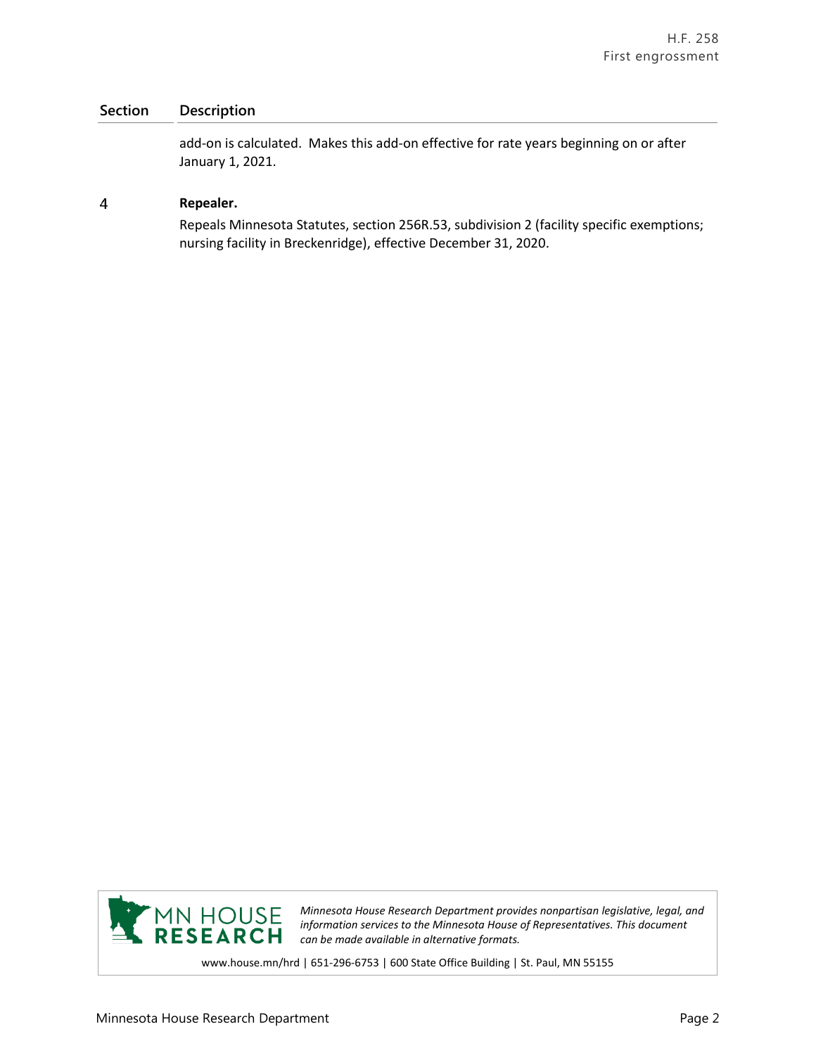| Section | Description |
|---|---|
| | add-on is calculated. Makes this add-on effective for rate years beginning on or after January 1, 2021. |
| 4 | **Repealer.**<br>Repeals Minnesota Statutes, section 256R.53, subdivision 2 (facility specific exemptions; nursing facility in Breckenridge), effective December 31, 2020. |

MN HOUSE RESEARCH

*Minnesota House Research Department provides nonpartisan legislative, legal, and information services to the Minnesota House of Representatives. This document can be made available in alternative formats.*

www.house.mn/hrd | 651-296-6753 | 600 State Office Building | St. Paul, MN 55155